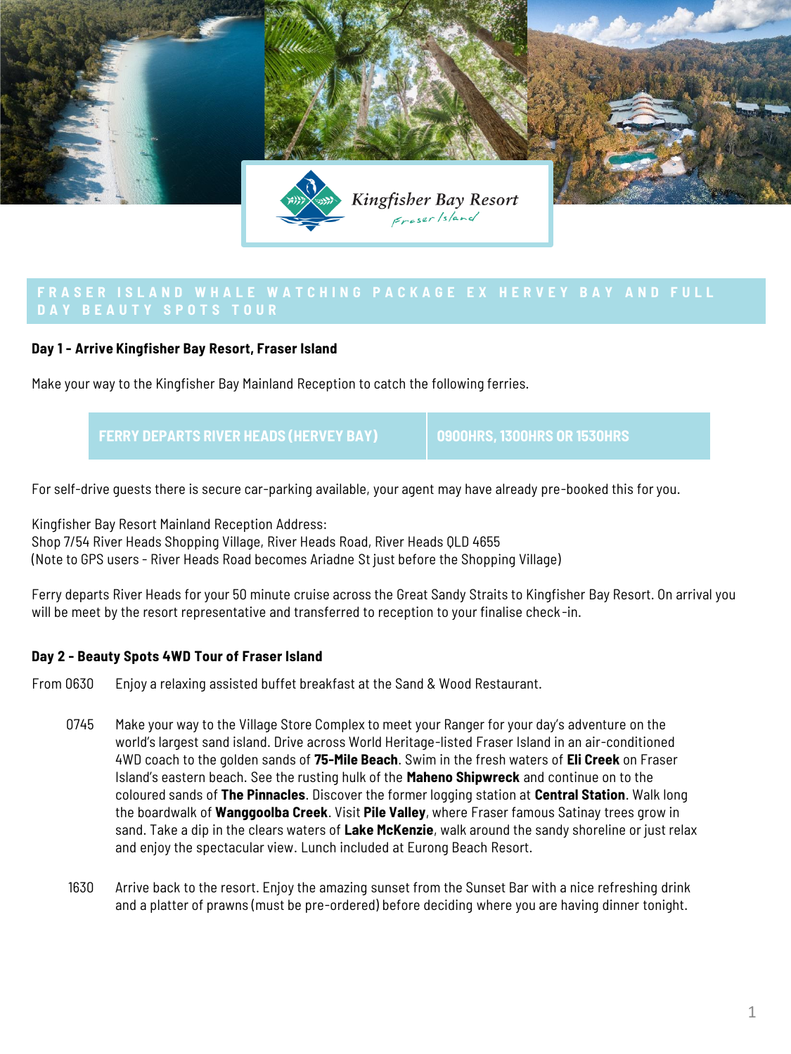Kingfisher Bay Resort
Fraser Island

# FRASER ISLAND WHALE WATCHING PACKAGE EX HERVEY BAY AND FULL DAY BEAUTY SPOTS TOUR

**Day 1 - Arrive Kingfisher Bay Resort, Fraser Island**

Make your way to the Kingfisher Bay Mainland Reception to catch the following ferries.

| FERRY DEPARTS RIVER HEADS (HERVEY BAY) | 0900HRS, 1300HRS OR 1530HRS |
|---|---|

For self-drive guests there is secure car-parking available, your agent may have already pre-booked this for you.

Kingfisher Bay Resort Mainland Reception Address:
Shop 7/54 River Heads Shopping Village, River Heads Road, River Heads QLD 4655
(Note to GPS users - River Heads Road becomes Ariadne St just before the Shopping Village)

Ferry departs River Heads for your 50 minute cruise across the Great Sandy Straits to Kingfisher Bay Resort. On arrival you will be meet by the resort representative and transferred to reception to your finalise check-in.

**Day 2 - Beauty Spots 4WD Tour of Fraser Island**

From 0630 Enjoy a relaxing assisted buffet breakfast at the Sand & Wood Restaurant.

0745 Make your way to the Village Store Complex to meet your Ranger for your day's adventure on the world's largest sand island. Drive across World Heritage-listed Fraser Island in an air-conditioned 4WD coach to the golden sands of **75-Mile Beach**. Swim in the fresh waters of **Eli Creek** on Fraser Island's eastern beach. See the rusting hulk of the **Maheno Shipwreck** and continue on to the coloured sands of **The Pinnacles**. Discover the former logging station at **Central Station**. Walk long the boardwalk of **Wanggoolba Creek**. Visit **Pile Valley**, where Fraser famous Satinay trees grow in sand. Take a dip in the clears waters of **Lake McKenzie**, walk around the sandy shoreline or just relax and enjoy the spectacular view. Lunch included at Eurong Beach Resort.

1630 Arrive back to the resort. Enjoy the amazing sunset from the Sunset Bar with a nice refreshing drink and a platter of prawns (must be pre-ordered) before deciding where you are having dinner tonight.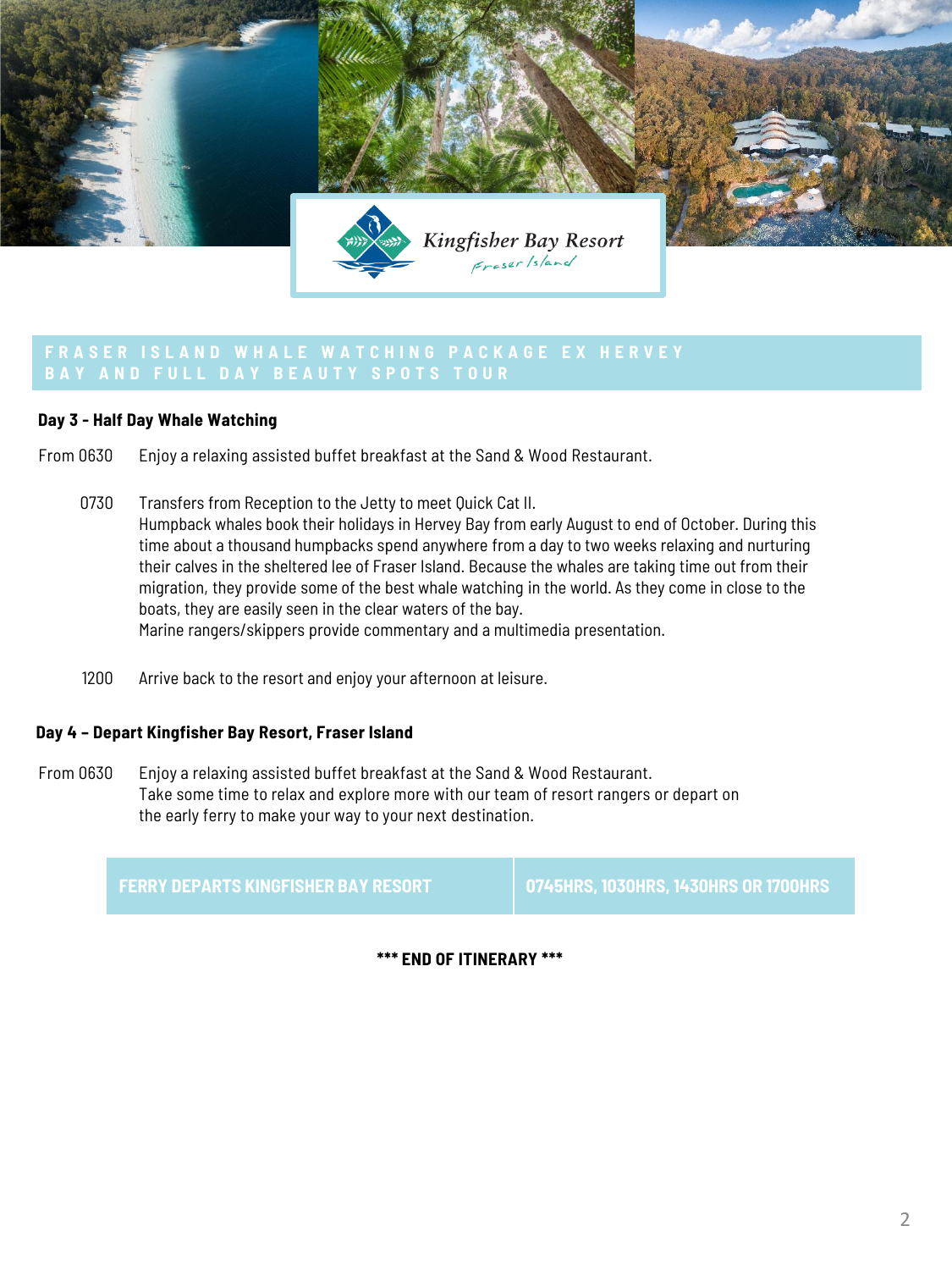Kingfisher Bay Resort
Fraser Island

## FRASER ISLAND WHALE WATCHING PACKAGE EX HERVEY BAY AND FULL DAY BEAUTY SPOTS TOUR

**Day 3 - Half Day Whale Watching**

From 0630 Enjoy a relaxing assisted buffet breakfast at the Sand & Wood Restaurant.

0730 Transfers from Reception to the Jetty to meet Quick Cat II.
Humpback whales book their holidays in Hervey Bay from early August to end of October. During this time about a thousand humpbacks spend anywhere from a day to two weeks relaxing and nurturing their calves in the sheltered lee of Fraser Island. Because the whales are taking time out from their migration, they provide some of the best whale watching in the world. As they come in close to the boats, they are easily seen in the clear waters of the bay.
Marine rangers/skippers provide commentary and a multimedia presentation.

1200 Arrive back to the resort and enjoy your afternoon at leisure.

**Day 4 – Depart Kingfisher Bay Resort, Fraser Island**

From 0630 Enjoy a relaxing assisted buffet breakfast at the Sand & Wood Restaurant.
Take some time to relax and explore more with our team of resort rangers or depart on the early ferry to make your way to your next destination.

| | |
|---|---|
| FERRY DEPARTS KINGFISHER BAY RESORT | 0745HRS, 1030HRS, 1430HRS OR 1700HRS |

**\*\*\* END OF ITINERARY \*\*\***